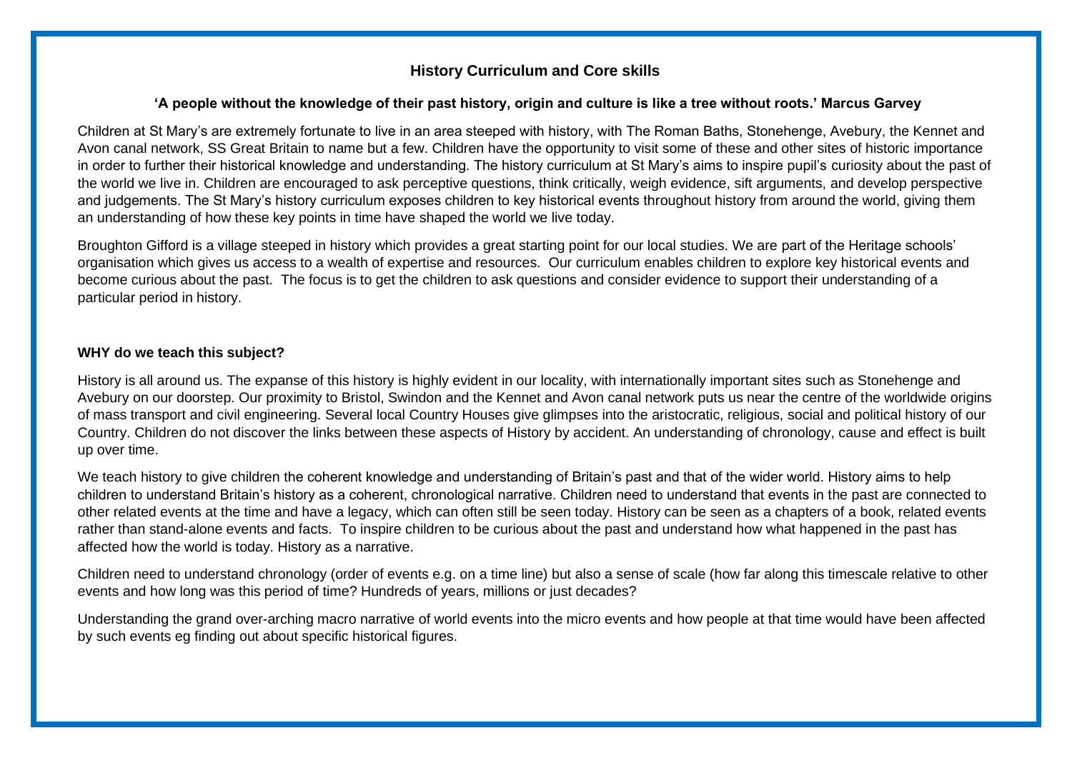## History Curriculum and Core skills

**'A people without the knowledge of their past history, origin and culture is like a tree without roots.' Marcus Garvey**

Children at St Mary's are extremely fortunate to live in an area steeped with history, with The Roman Baths, Stonehenge, Avebury, the Kennet and Avon canal network, SS Great Britain to name but a few. Children have the opportunity to visit some of these and other sites of historic importance in order to further their historical knowledge and understanding. The history curriculum at St Mary's aims to inspire pupil's curiosity about the past of the world we live in. Children are encouraged to ask perceptive questions, think critically, weigh evidence, sift arguments, and develop perspective and judgements. The St Mary's history curriculum exposes children to key historical events throughout history from around the world, giving them an understanding of how these key points in time have shaped the world we live today.

Broughton Gifford is a village steeped in history which provides a great starting point for our local studies. We are part of the Heritage schools' organisation which gives us access to a wealth of expertise and resources. Our curriculum enables children to explore key historical events and become curious about the past. The focus is to get the children to ask questions and consider evidence to support their understanding of a particular period in history.

**WHY do we teach this subject?**

History is all around us. The expanse of this history is highly evident in our locality, with internationally important sites such as Stonehenge and Avebury on our doorstep. Our proximity to Bristol, Swindon and the Kennet and Avon canal network puts us near the centre of the worldwide origins of mass transport and civil engineering. Several local Country Houses give glimpses into the aristocratic, religious, social and political history of our Country. Children do not discover the links between these aspects of History by accident. An understanding of chronology, cause and effect is built up over time.

We teach history to give children the coherent knowledge and understanding of Britain's past and that of the wider world. History aims to help children to understand Britain's history as a coherent, chronological narrative. Children need to understand that events in the past are connected to other related events at the time and have a legacy, which can often still be seen today. History can be seen as a chapters of a book, related events rather than stand-alone events and facts. To inspire children to be curious about the past and understand how what happened in the past has affected how the world is today. History as a narrative.

Children need to understand chronology (order of events e.g. on a time line) but also a sense of scale (how far along this timescale relative to other events and how long was this period of time? Hundreds of years, millions or just decades?

Understanding the grand over-arching macro narrative of world events into the micro events and how people at that time would have been affected by such events eg finding out about specific historical figures.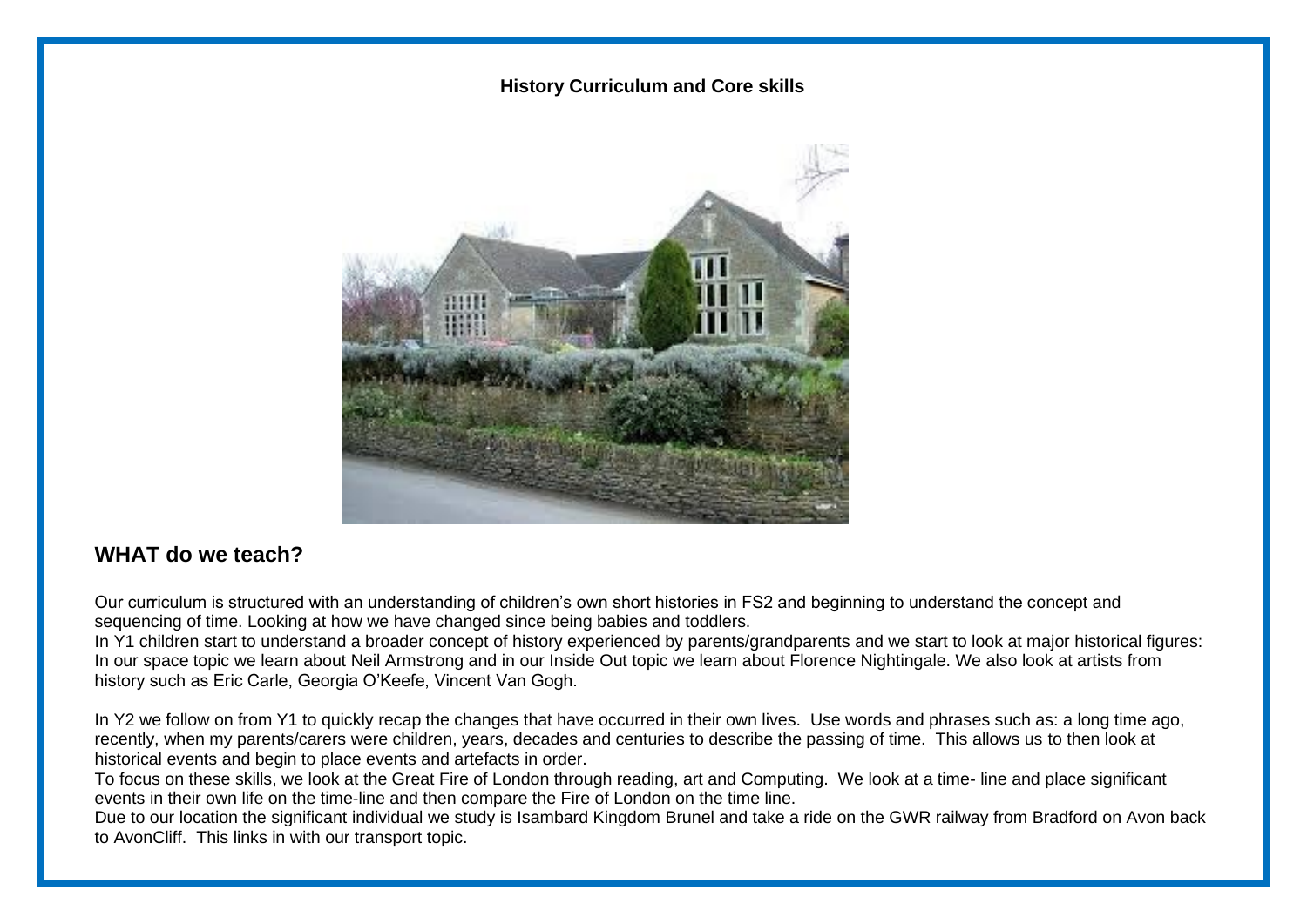**History Curriculum and Core skills**

## WHAT do we teach?

Our curriculum is structured with an understanding of children's own short histories in FS2 and beginning to understand the concept and sequencing of time. Looking at how we have changed since being babies and toddlers.
In Y1 children start to understand a broader concept of history experienced by parents/grandparents and we start to look at major historical figures: In our space topic we learn about Neil Armstrong and in our Inside Out topic we learn about Florence Nightingale. We also look at artists from history such as Eric Carle, Georgia O'Keefe, Vincent Van Gogh.

In Y2 we follow on from Y1 to quickly recap the changes that have occurred in their own lives. Use words and phrases such as: a long time ago, recently, when my parents/carers were children, years, decades and centuries to describe the passing of time. This allows us to then look at historical events and begin to place events and artefacts in order.
To focus on these skills, we look at the Great Fire of London through reading, art and Computing. We look at a time- line and place significant events in their own life on the time-line and then compare the Fire of London on the time line.
Due to our location the significant individual we study is Isambard Kingdom Brunel and take a ride on the GWR railway from Bradford on Avon back to AvonCliff. This links in with our transport topic.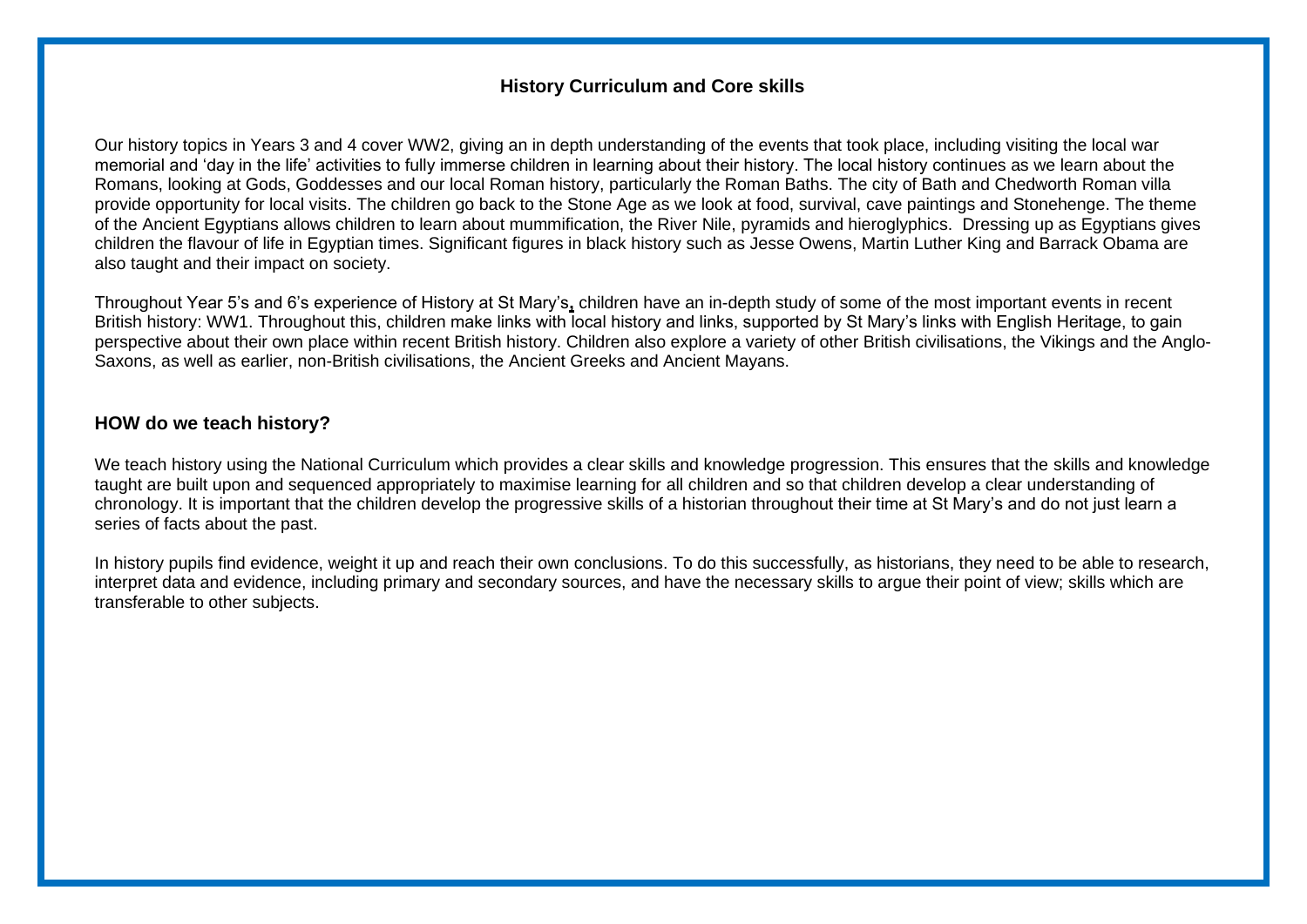## History Curriculum and Core skills

Our history topics in Years 3 and 4 cover WW2, giving an in depth understanding of the events that took place, including visiting the local war memorial and 'day in the life' activities to fully immerse children in learning about their history. The local history continues as we learn about the Romans, looking at Gods, Goddesses and our local Roman history, particularly the Roman Baths. The city of Bath and Chedworth Roman villa provide opportunity for local visits. The children go back to the Stone Age as we look at food, survival, cave paintings and Stonehenge. The theme of the Ancient Egyptians allows children to learn about mummification, the River Nile, pyramids and hieroglyphics. Dressing up as Egyptians gives children the flavour of life in Egyptian times. Significant figures in black history such as Jesse Owens, Martin Luther King and Barrack Obama are also taught and their impact on society.

Throughout Year 5's and 6's experience of History at St Mary's, children have an in-depth study of some of the most important events in recent British history: WW1. Throughout this, children make links with local history and links, supported by St Mary's links with English Heritage, to gain perspective about their own place within recent British history. Children also explore a variety of other British civilisations, the Vikings and the Anglo-Saxons, as well as earlier, non-British civilisations, the Ancient Greeks and Ancient Mayans.

### HOW do we teach history?

We teach history using the National Curriculum which provides a clear skills and knowledge progression. This ensures that the skills and knowledge taught are built upon and sequenced appropriately to maximise learning for all children and so that children develop a clear understanding of chronology. It is important that the children develop the progressive skills of a historian throughout their time at St Mary's and do not just learn a series of facts about the past.

In history pupils find evidence, weight it up and reach their own conclusions. To do this successfully, as historians, they need to be able to research, interpret data and evidence, including primary and secondary sources, and have the necessary skills to argue their point of view; skills which are transferable to other subjects.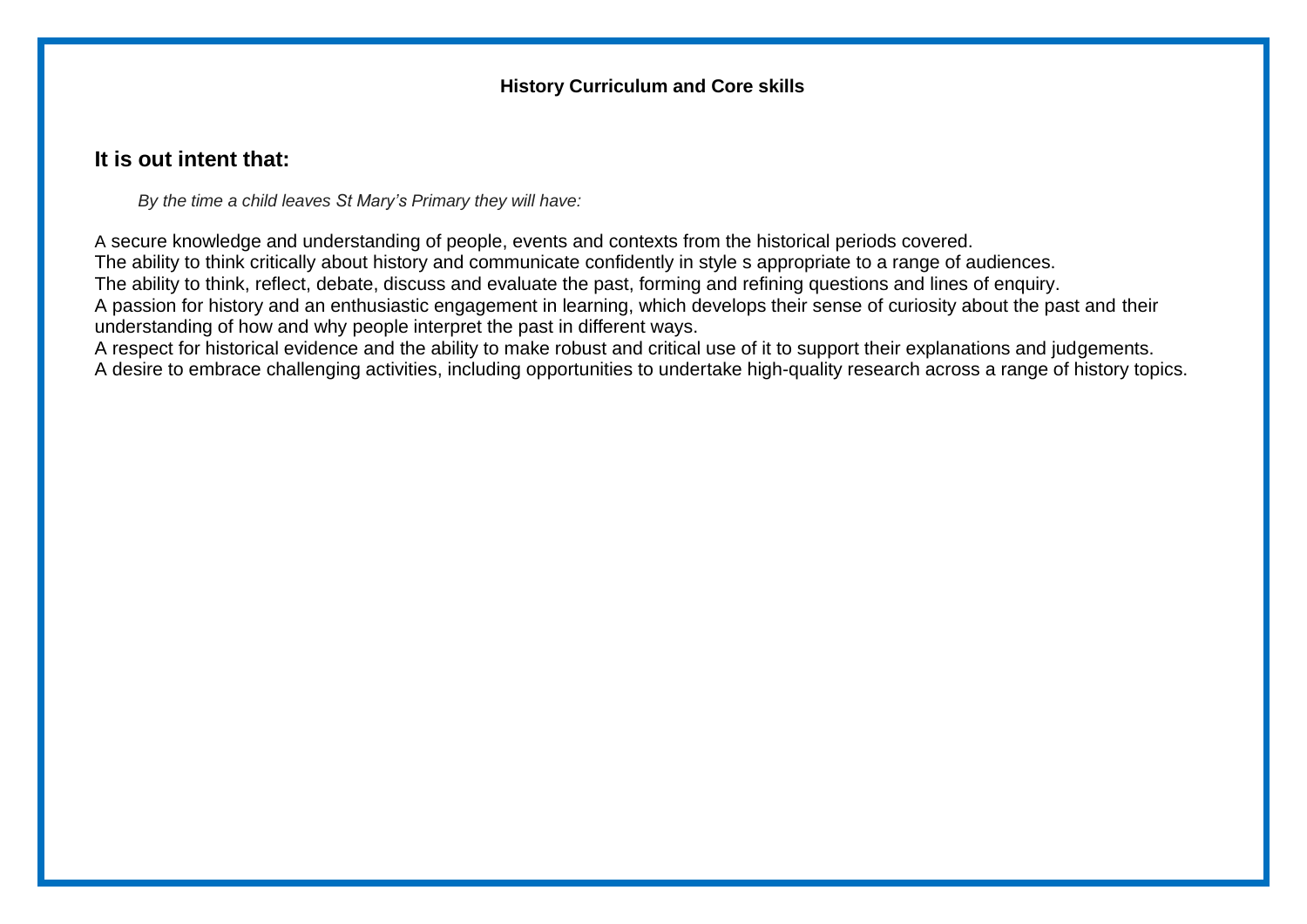**History Curriculum and Core skills**

## It is out intent that:

*By the time a child leaves St Mary's Primary they will have:*

A secure knowledge and understanding of people, events and contexts from the historical periods covered.
The ability to think critically about history and communicate confidently in style s appropriate to a range of audiences.
The ability to think, reflect, debate, discuss and evaluate the past, forming and refining questions and lines of enquiry.
A passion for history and an enthusiastic engagement in learning, which develops their sense of curiosity about the past and their understanding of how and why people interpret the past in different ways.
A respect for historical evidence and the ability to make robust and critical use of it to support their explanations and judgements.
A desire to embrace challenging activities, including opportunities to undertake high-quality research across a range of history topics.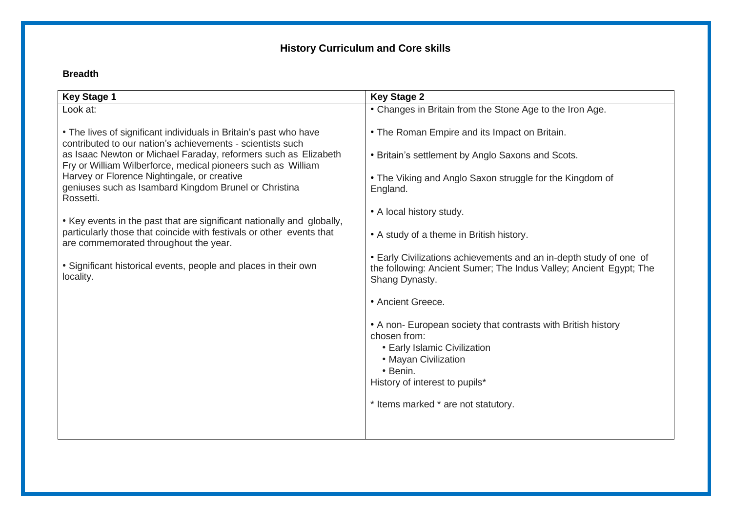# History Curriculum and Core skills

**Breadth**

| Key Stage 1 | Key Stage 2 |
| --- | --- |
| Look at:<br><br>• The lives of significant individuals in Britain's past who have contributed to our nation's achievements - scientists such as Isaac Newton or Michael Faraday, reformers such as Elizabeth Fry or William Wilberforce, medical pioneers such as William Harvey or Florence Nightingale, or creative geniuses such as Isambard Kingdom Brunel or Christina Rossetti.<br><br>• Key events in the past that are significant nationally and globally, particularly those that coincide with festivals or other events that are commemorated throughout the year.<br><br>• Significant historical events, people and places in their own locality. | • Changes in Britain from the Stone Age to the Iron Age.<br><br>• The Roman Empire and its Impact on Britain.<br><br>• Britain's settlement by Anglo Saxons and Scots.<br><br>• The Viking and Anglo Saxon struggle for the Kingdom of England.<br><br>• A local history study.<br><br>• A study of a theme in British history.<br><br>• Early Civilizations achievements and an in-depth study of one of the following: Ancient Sumer; The Indus Valley; Ancient Egypt; The Shang Dynasty.<br><br>• Ancient Greece.<br><br>• A non- European society that contrasts with British history chosen from:<br>• Early Islamic Civilization<br>• Mayan Civilization<br>• Benin.<br>History of interest to pupils*<br><br>* Items marked * are not statutory. |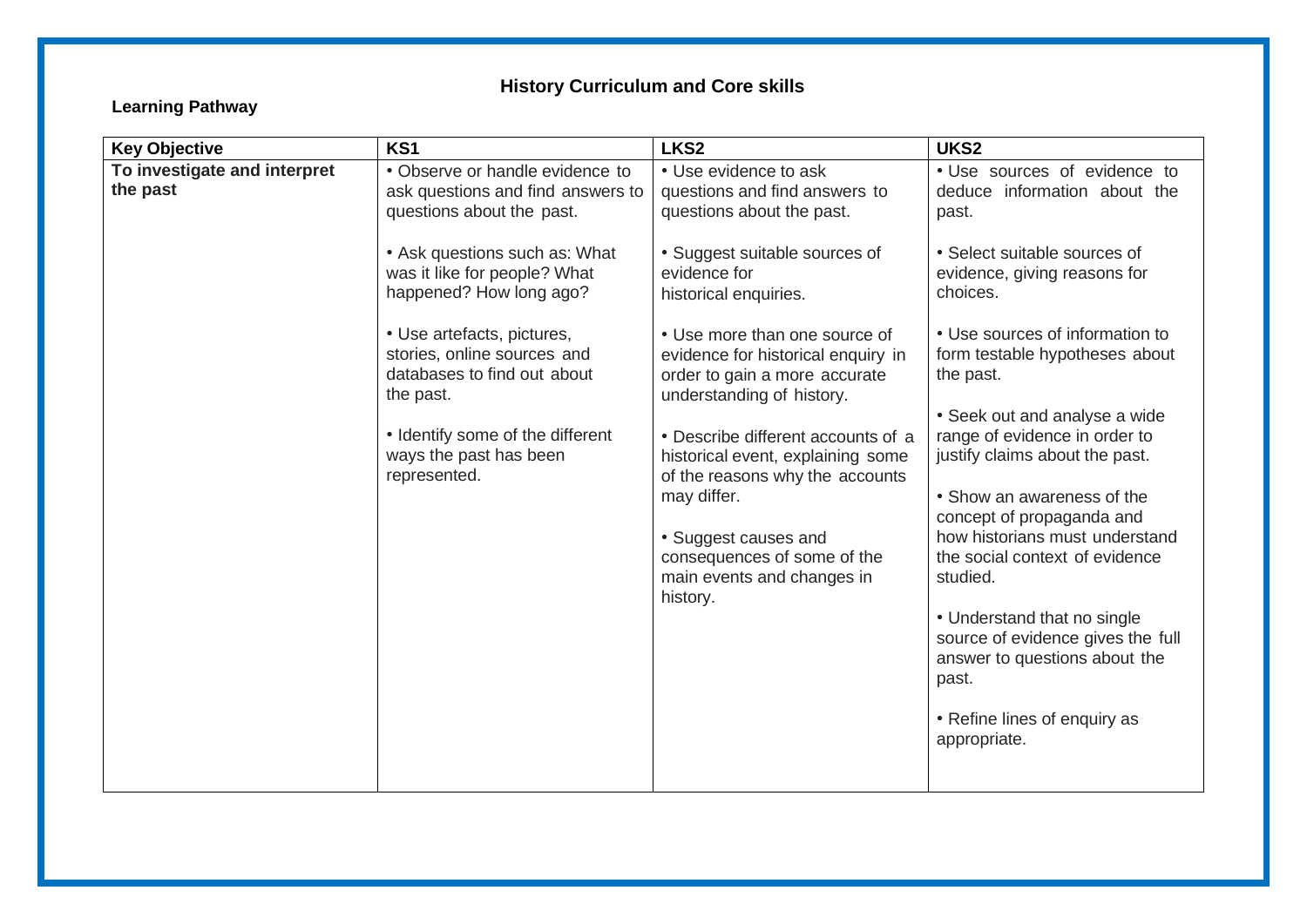# History Curriculum and Core skills

**Learning Pathway**

| Key Objective | KS1 | LKS2 | UKS2 |
|---|---|---|---|
| **To investigate and interpret the past** | • Observe or handle evidence to ask questions and find answers to questions about the past.<br><br>• Ask questions such as: What was it like for people? What happened? How long ago?<br><br>• Use artefacts, pictures, stories, online sources and databases to find out about the past.<br><br>• Identify some of the different ways the past has been represented. | • Use evidence to ask questions and find answers to questions about the past.<br><br>• Suggest suitable sources of evidence for historical enquiries.<br><br>• Use more than one source of evidence for historical enquiry in order to gain a more accurate understanding of history.<br><br>• Describe different accounts of a historical event, explaining some of the reasons why the accounts may differ.<br><br>• Suggest causes and consequences of some of the main events and changes in history. | • Use sources of evidence to deduce information about the past.<br><br>• Select suitable sources of evidence, giving reasons for choices.<br><br>• Use sources of information to form testable hypotheses about the past.<br><br>• Seek out and analyse a wide range of evidence in order to justify claims about the past.<br><br>• Show an awareness of the concept of propaganda and how historians must understand the social context of evidence studied.<br><br>• Understand that no single source of evidence gives the full answer to questions about the past.<br><br>• Refine lines of enquiry as appropriate. |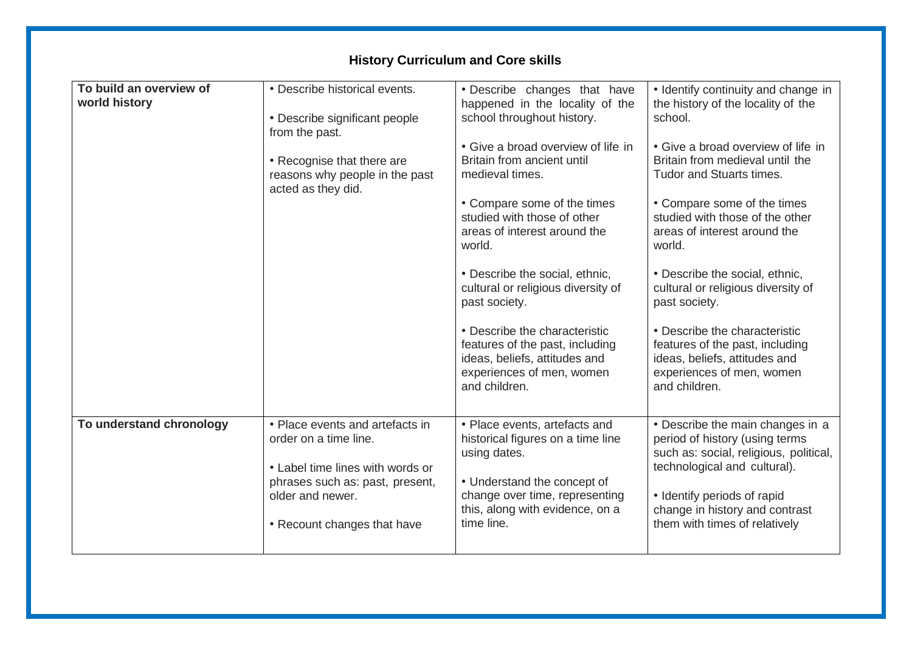**History Curriculum and Core skills**

| | | | |
|---|---|---|---|
| **To build an overview of world history** | • Describe historical events.<br><br>• Describe significant people from the past.<br><br>• Recognise that there are reasons why people in the past acted as they did. | • Describe changes that have happened in the locality of the school throughout history.<br><br>• Give a broad overview of life in Britain from ancient until medieval times.<br><br>• Compare some of the times studied with those of other areas of interest around the world.<br><br>• Describe the social, ethnic, cultural or religious diversity of past society.<br><br>• Describe the characteristic features of the past, including ideas, beliefs, attitudes and experiences of men, women and children. | • Identify continuity and change in the history of the locality of the school.<br><br>• Give a broad overview of life in Britain from medieval until the Tudor and Stuarts times.<br><br>• Compare some of the times studied with those of the other areas of interest around the world.<br><br>• Describe the social, ethnic, cultural or religious diversity of past society.<br><br>• Describe the characteristic features of the past, including ideas, beliefs, attitudes and experiences of men, women and children. |
| **To understand chronology** | • Place events and artefacts in order on a time line.<br><br>• Label time lines with words or phrases such as: past, present, older and newer.<br><br>• Recount changes that have | • Place events, artefacts and historical figures on a time line using dates.<br><br>• Understand the concept of change over time, representing this, along with evidence, on a time line. | • Describe the main changes in a period of history (using terms such as: social, religious, political, technological and cultural).<br><br>• Identify periods of rapid change in history and contrast them with times of relatively |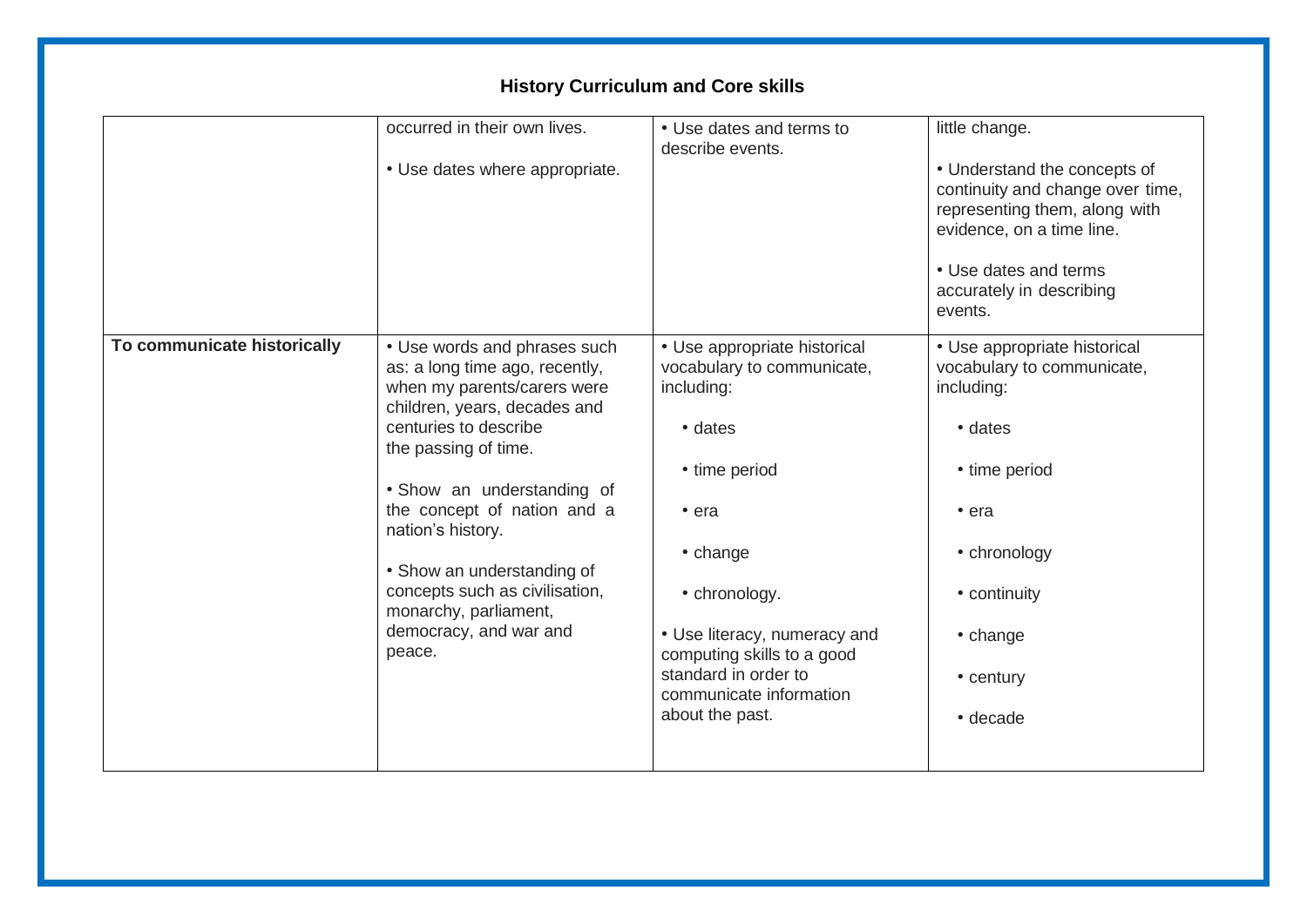## History Curriculum and Core skills

| | | | |
|---|---|---|---|
| | occurred in their own lives.<br><br>• Use dates where appropriate. | • Use dates and terms to describe events. | little change.<br><br>• Understand the concepts of continuity and change over time, representing them, along with evidence, on a time line.<br><br>• Use dates and terms accurately in describing events. |
| **To communicate historically** | • Use words and phrases such as: a long time ago, recently, when my parents/carers were children, years, decades and centuries to describe the passing of time.<br><br>• Show an understanding of the concept of nation and a nation's history.<br><br>• Show an understanding of concepts such as civilisation, monarchy, parliament, democracy, and war and peace. | • Use appropriate historical vocabulary to communicate, including:<br><br>• dates<br><br>• time period<br><br>• era<br><br>• change<br><br>• chronology.<br><br>• Use literacy, numeracy and computing skills to a good standard in order to communicate information about the past. | • Use appropriate historical vocabulary to communicate, including:<br><br>• dates<br><br>• time period<br><br>• era<br><br>• chronology<br><br>• continuity<br><br>• change<br><br>• century<br><br>• decade |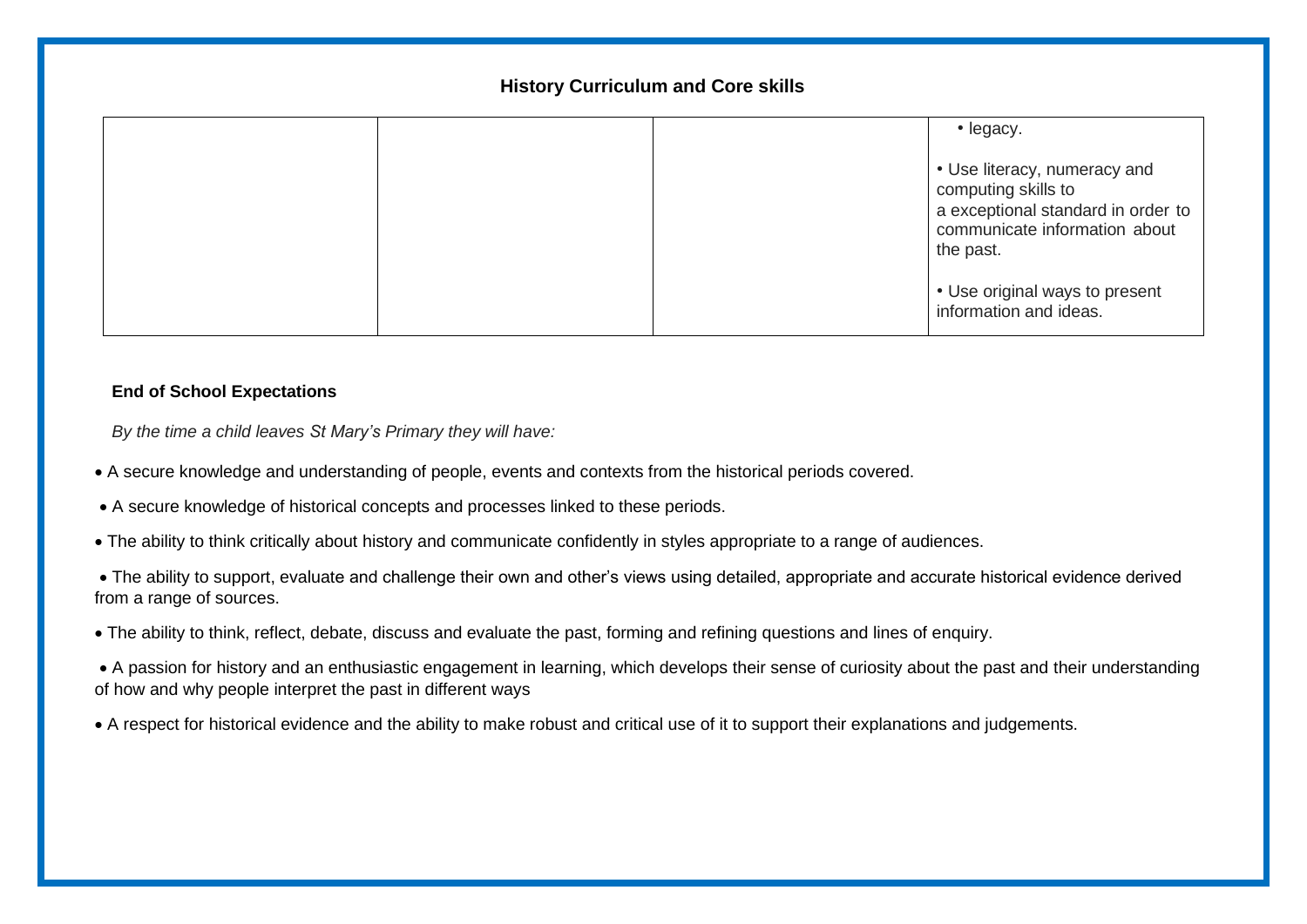**History Curriculum and Core skills**

| | | | |
|---|---|---|---|
| | | | • legacy.<br><br>• Use literacy, numeracy and computing skills to a exceptional standard in order to communicate information about the past.<br><br>• Use original ways to present information and ideas. |

**End of School Expectations**

*By the time a child leaves St Mary's Primary they will have:*

- A secure knowledge and understanding of people, events and contexts from the historical periods covered.
- A secure knowledge of historical concepts and processes linked to these periods.
- The ability to think critically about history and communicate confidently in styles appropriate to a range of audiences.
- The ability to support, evaluate and challenge their own and other's views using detailed, appropriate and accurate historical evidence derived from a range of sources.
- The ability to think, reflect, debate, discuss and evaluate the past, forming and refining questions and lines of enquiry.
- A passion for history and an enthusiastic engagement in learning, which develops their sense of curiosity about the past and their understanding of how and why people interpret the past in different ways
- A respect for historical evidence and the ability to make robust and critical use of it to support their explanations and judgements.